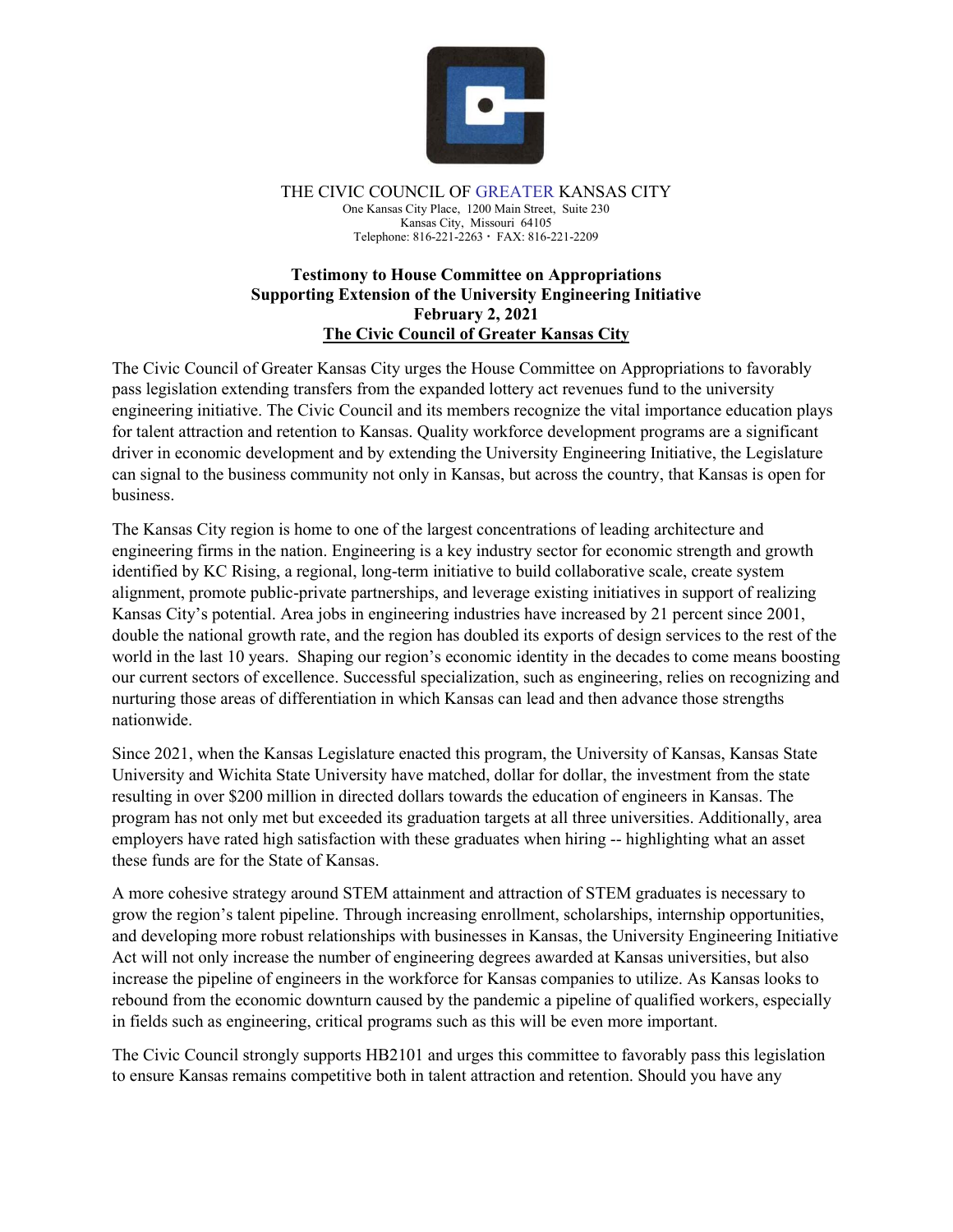THE CIVIC COUNCIL OF GREATER KANSAS CITY
One Kansas City Place, 1200 Main Street, Suite 230
Kansas City, Missouri 64105
Telephone: 816-221-2263 • FAX: 816-221-2209

**Testimony to House Committee on Appropriations**
**Supporting Extension of the University Engineering Initiative**
**February 2, 2021**
**The Civic Council of Greater Kansas City**

The Civic Council of Greater Kansas City urges the House Committee on Appropriations to favorably pass legislation extending transfers from the expanded lottery act revenues fund to the university engineering initiative. The Civic Council and its members recognize the vital importance education plays for talent attraction and retention to Kansas. Quality workforce development programs are a significant driver in economic development and by extending the University Engineering Initiative, the Legislature can signal to the business community not only in Kansas, but across the country, that Kansas is open for business.

The Kansas City region is home to one of the largest concentrations of leading architecture and engineering firms in the nation. Engineering is a key industry sector for economic strength and growth identified by KC Rising, a regional, long-term initiative to build collaborative scale, create system alignment, promote public-private partnerships, and leverage existing initiatives in support of realizing Kansas City's potential. Area jobs in engineering industries have increased by 21 percent since 2001, double the national growth rate, and the region has doubled its exports of design services to the rest of the world in the last 10 years. Shaping our region's economic identity in the decades to come means boosting our current sectors of excellence. Successful specialization, such as engineering, relies on recognizing and nurturing those areas of differentiation in which Kansas can lead and then advance those strengths nationwide.

Since 2021, when the Kansas Legislature enacted this program, the University of Kansas, Kansas State University and Wichita State University have matched, dollar for dollar, the investment from the state resulting in over $200 million in directed dollars towards the education of engineers in Kansas. The program has not only met but exceeded its graduation targets at all three universities. Additionally, area employers have rated high satisfaction with these graduates when hiring -- highlighting what an asset these funds are for the State of Kansas.

A more cohesive strategy around STEM attainment and attraction of STEM graduates is necessary to grow the region's talent pipeline. Through increasing enrollment, scholarships, internship opportunities, and developing more robust relationships with businesses in Kansas, the University Engineering Initiative Act will not only increase the number of engineering degrees awarded at Kansas universities, but also increase the pipeline of engineers in the workforce for Kansas companies to utilize. As Kansas looks to rebound from the economic downturn caused by the pandemic a pipeline of qualified workers, especially in fields such as engineering, critical programs such as this will be even more important.

The Civic Council strongly supports HB2101 and urges this committee to favorably pass this legislation to ensure Kansas remains competitive both in talent attraction and retention. Should you have any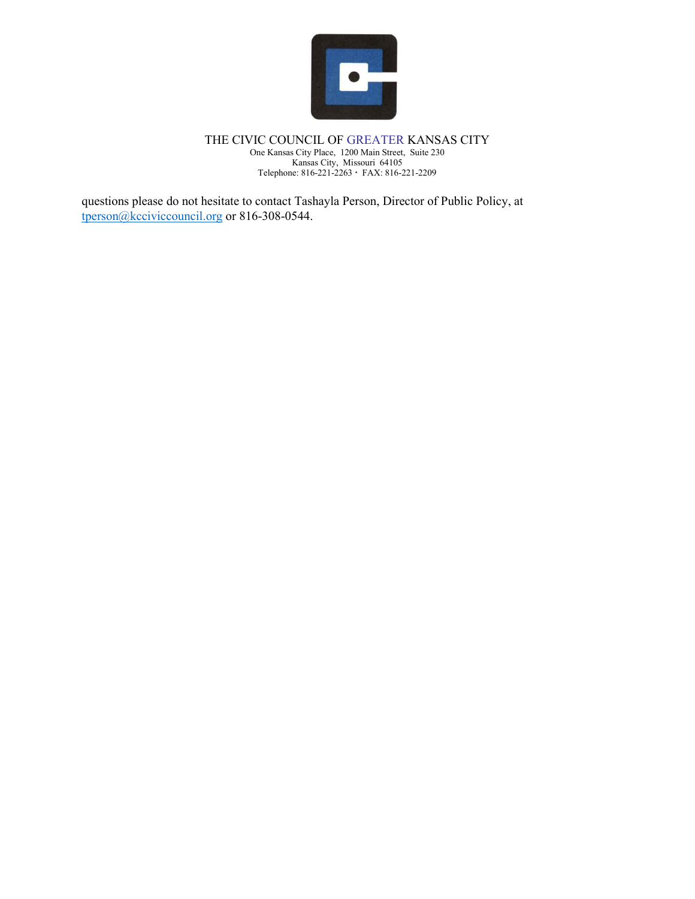THE CIVIC COUNCIL OF GREATER KANSAS CITY

One Kansas City Place, 1200 Main Street, Suite 230
Kansas City, Missouri 64105
Telephone: 816-221-2263 · FAX: 816-221-2209

questions please do not hesitate to contact Tashayla Person, Director of Public Policy, at tperson@kcciviccouncil.org or 816-308-0544.